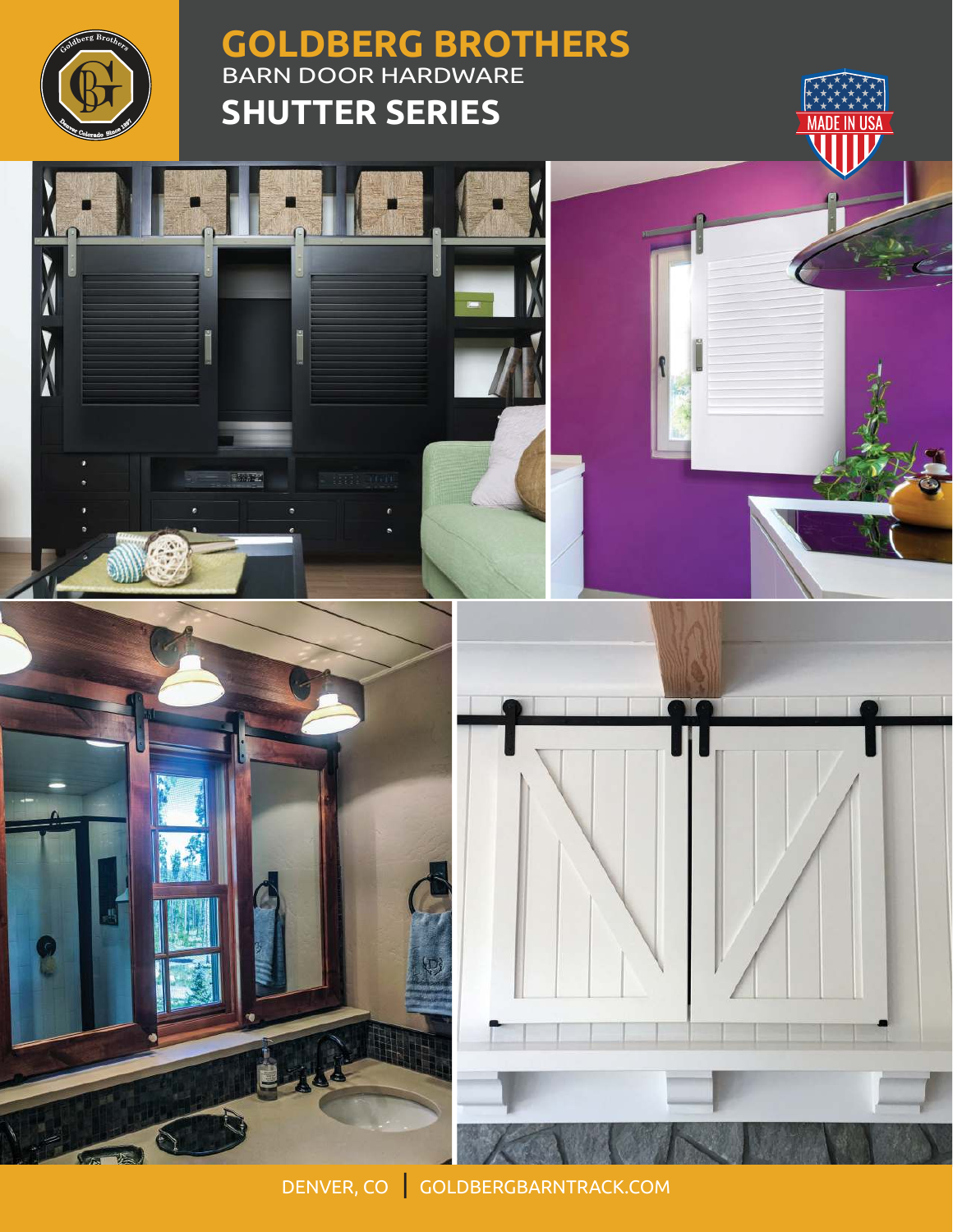# GOLDBERG BROTHERS

BARN DOOR HARDWARE

## SHUTTER SERIES

MADE IN USA

DENVER, CO | GOLDBERGBARNTRACK.COM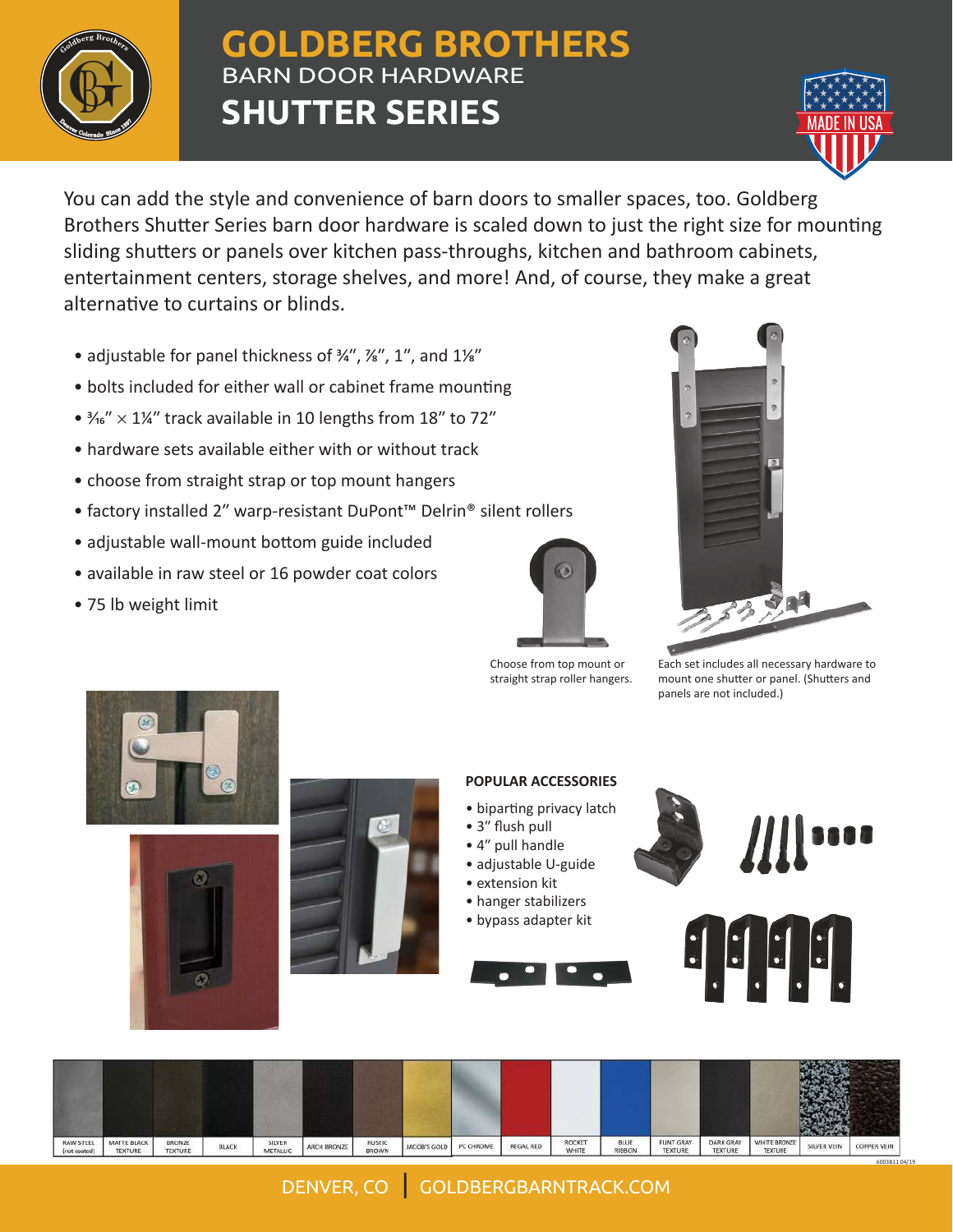# GOLDBERG BROTHERS

## BARN DOOR HARDWARE

# SHUTTER SERIES

You can add the style and convenience of barn doors to smaller spaces, too. Goldberg Brothers Shutter Series barn door hardware is scaled down to just the right size for mounting sliding shutters or panels over kitchen pass-throughs, kitchen and bathroom cabinets, entertainment centers, storage shelves, and more! And, of course, they make a great alternative to curtains or blinds.

- adjustable for panel thickness of ¾", ⅞", 1", and 1⅛"
- bolts included for either wall or cabinet frame mounting
- $\frac{3}{16}$" × 1¼" track available in 10 lengths from 18" to 72"
- hardware sets available either with or without track
- choose from straight strap or top mount hangers
- factory installed 2" warp-resistant DuPont™ Delrin® silent rollers
- adjustable wall-mount bottom guide included
- available in raw steel or 16 powder coat colors
- 75 lb weight limit

Choose from top mount or straight strap roller hangers.

Each set includes all necessary hardware to mount one shutter or panel. (Shutters and panels are not included.)

### POPULAR ACCESSORIES

- biparting privacy latch
- 3" flush pull
- 4" pull handle
- adjustable U-guide
- extension kit
- hanger stabilizers
- bypass adapter kit

| | | | | | | | | | | | | | | | | |
|---|---|---|---|---|---|---|---|---|---|---|---|---|---|---|---|---|
| RAW STEEL (not coated) | MATTE BLACK TEXTURE | BRONZE TEXTURE | BLACK | SILVER METALLIC | ARCH BRONZE | RUSTIC BROWN | JACOB'S GOLD | PC CHROME | REGAL RED | ROCKET WHITE | BLUE RIBBON | FLINT GRAY TEXTURE | DARK GRAY TEXTURE | WHITE BRONZE TEXTURE | SILVER VEIN | COPPER VEIN |

6003811 04/19

DENVER, CO | GOLDBERGBARNTRACK.COM